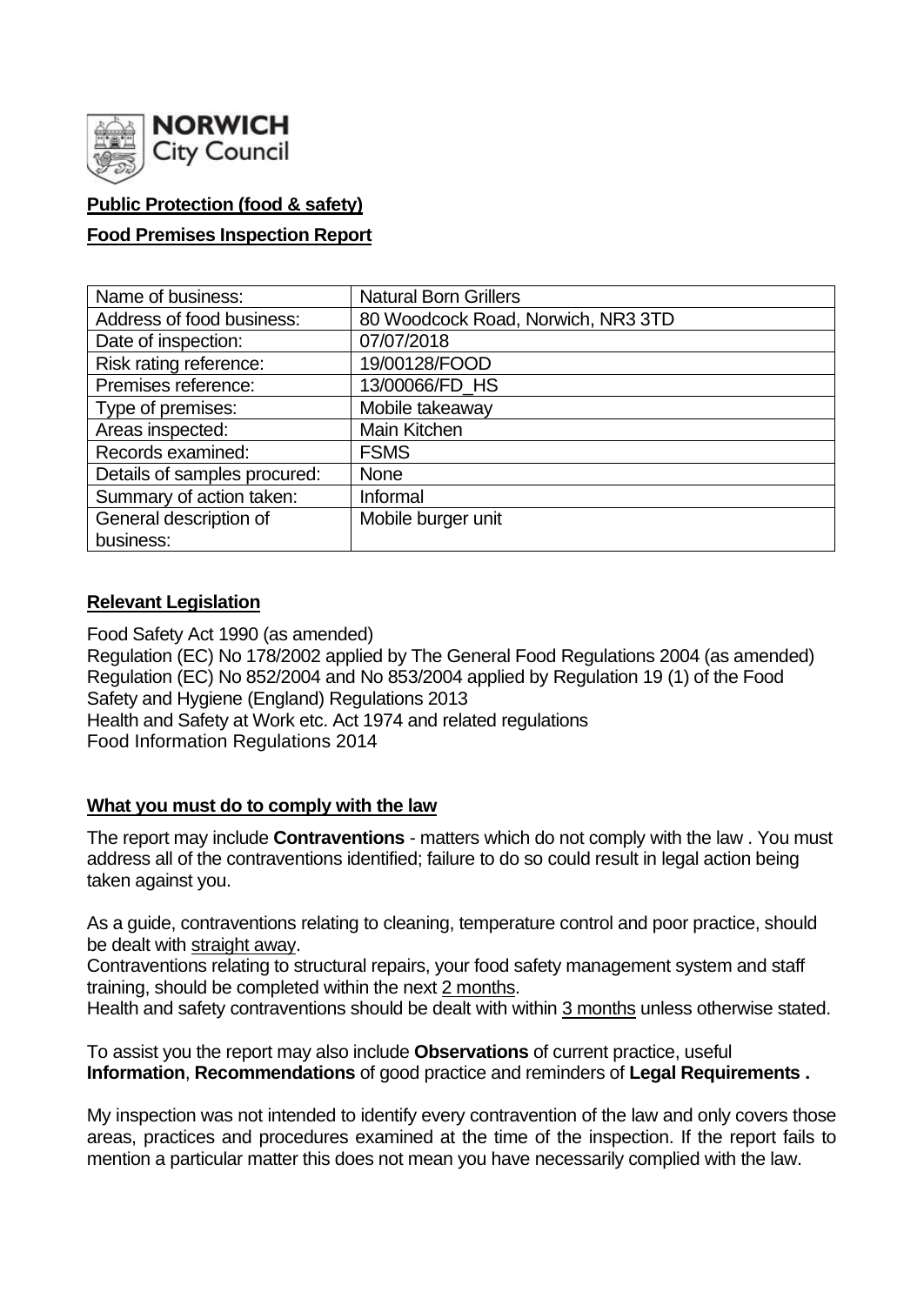**NORWICH** City Council

**Public Protection (food & safety)**

**Food Premises Inspection Report**

| Name of business: | Natural Born Grillers |
|---|---|
| Address of food business: | 80 Woodcock Road, Norwich, NR3 3TD |
| Date of inspection: | 07/07/2018 |
| Risk rating reference: | 19/00128/FOOD |
| Premises reference: | 13/00066/FD_HS |
| Type of premises: | Mobile takeaway |
| Areas inspected: | Main Kitchen |
| Records examined: | FSMS |
| Details of samples procured: | None |
| Summary of action taken: | Informal |
| General description of business: | Mobile burger unit |

**Relevant Legislation**

Food Safety Act 1990 (as amended)
Regulation (EC) No 178/2002 applied by The General Food Regulations 2004 (as amended)
Regulation (EC) No 852/2004 and No 853/2004 applied by Regulation 19 (1) of the Food Safety and Hygiene (England) Regulations 2013
Health and Safety at Work etc. Act 1974 and related regulations
Food Information Regulations 2014

**What you must do to comply with the law**

The report may include **Contraventions** - matters which do not comply with the law . You must address all of the contraventions identified; failure to do so could result in legal action being taken against you.

As a guide, contraventions relating to cleaning, temperature control and poor practice, should be dealt with straight away.
Contraventions relating to structural repairs, your food safety management system and staff training, should be completed within the next 2 months.
Health and safety contraventions should be dealt with within 3 months unless otherwise stated.

To assist you the report may also include **Observations** of current practice, useful **Information**, **Recommendations** of good practice and reminders of **Legal Requirements .**

My inspection was not intended to identify every contravention of the law and only covers those areas, practices and procedures examined at the time of the inspection. If the report fails to mention a particular matter this does not mean you have necessarily complied with the law.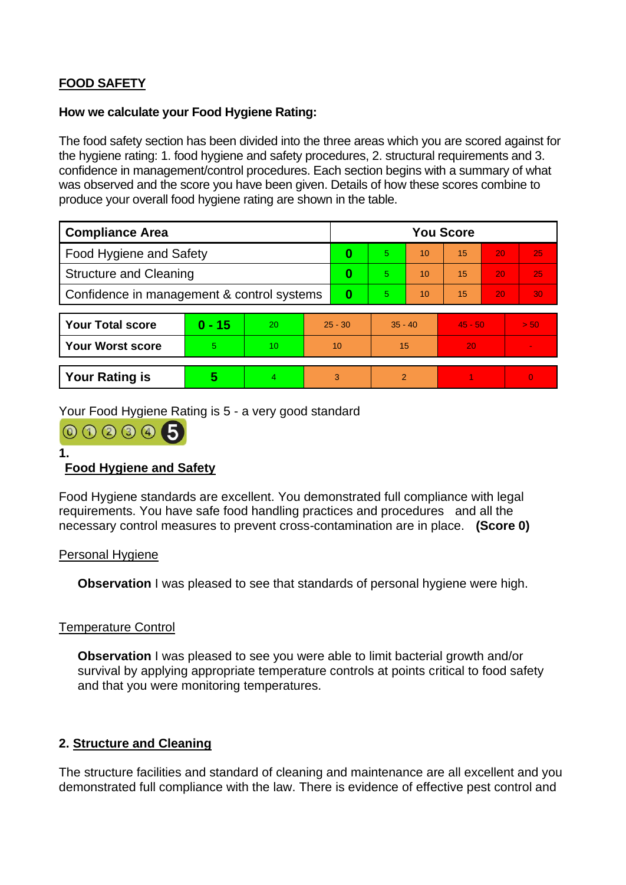## FOOD SAFETY

**How we calculate your Food Hygiene Rating:**

The food safety section has been divided into the three areas which you are scored against for the hygiene rating: 1. food hygiene and safety procedures, 2. structural requirements and 3. confidence in management/control procedures. Each section begins with a summary of what was observed and the score you have been given. Details of how these scores combine to produce your overall food hygiene rating are shown in the table.

| Compliance Area | You Score | | | | | |
|---|---|---|---|---|---|---|
| Food Hygiene and Safety | **0** | 5 | 10 | 15 | 20 | 25 |
| Structure and Cleaning | **0** | 5 | 10 | 15 | 20 | 25 |
| Confidence in management & control systems | **0** | 5 | 10 | 15 | 20 | 30 |

| | | | | | | |
|---|---|---|---|---|---|---|
| **Your Total score** | **0 - 15** | 20 | 25 - 30 | 35 - 40 | 45 - 50 | > 50 |
| **Your Worst score** | 5 | 10 | 10 | 15 | 20 | - |
| **Your Rating is** | **5** | 4 | 3 | 2 | 1 | 0 |

Your Food Hygiene Rating is 5 - a very good standard

### 1. Food Hygiene and Safety

Food Hygiene standards are excellent. You demonstrated full compliance with legal requirements. You have safe food handling practices and procedures and all the necessary control measures to prevent cross-contamination are in place. **(Score 0)**

Personal Hygiene

**Observation** I was pleased to see that standards of personal hygiene were high.

Temperature Control

**Observation** I was pleased to see you were able to limit bacterial growth and/or survival by applying appropriate temperature controls at points critical to food safety and that you were monitoring temperatures.

### 2. Structure and Cleaning

The structure facilities and standard of cleaning and maintenance are all excellent and you demonstrated full compliance with the law. There is evidence of effective pest control and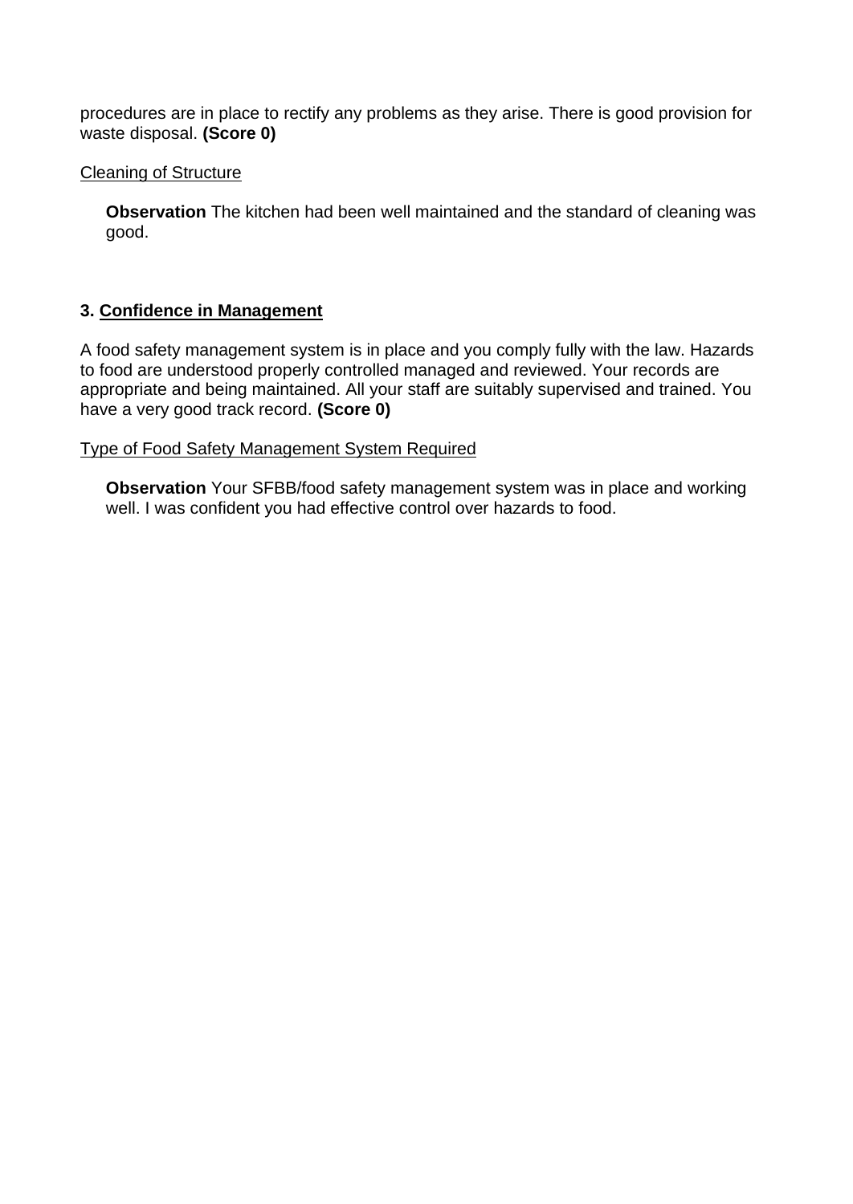procedures are in place to rectify any problems as they arise. There is good provision for waste disposal. **(Score 0)**

Cleaning of Structure

**Observation** The kitchen had been well maintained and the standard of cleaning was good.

### 3. Confidence in Management

A food safety management system is in place and you comply fully with the law. Hazards to food are understood properly controlled managed and reviewed. Your records are appropriate and being maintained. All your staff are suitably supervised and trained. You have a very good track record. **(Score 0)**

Type of Food Safety Management System Required

**Observation** Your SFBB/food safety management system was in place and working well. I was confident you had effective control over hazards to food.